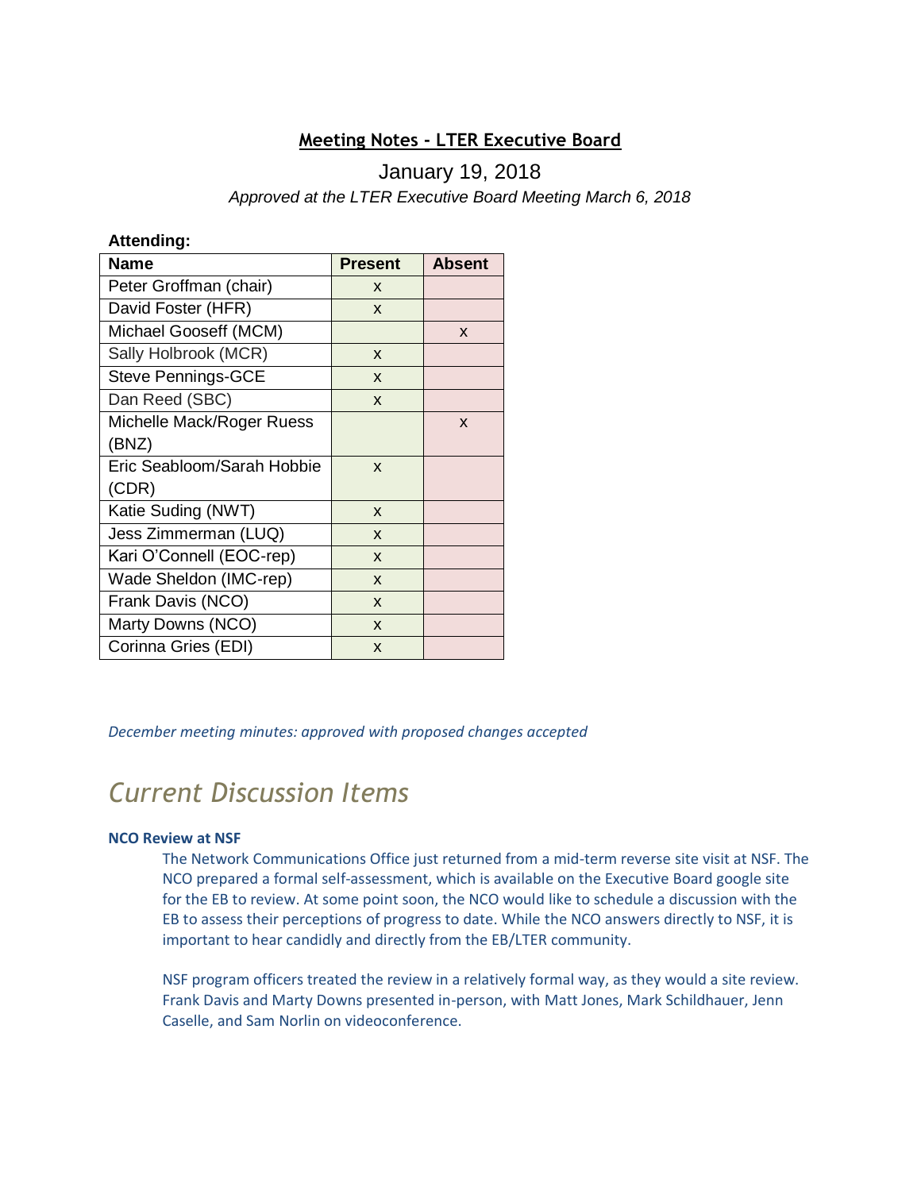# Meeting Notes - LTER Executive Board

January 19, 2018

*Approved at the LTER Executive Board Meeting March 6, 2018*

**Attending:**

| Name | Present | Absent |
|---|---|---|
| Peter Groffman (chair) | x | |
| David Foster (HFR) | x | |
| Michael Gooseff (MCM) | | x |
| Sally Holbrook (MCR) | x | |
| Steve Pennings-GCE | x | |
| Dan Reed (SBC) | x | |
| Michelle Mack/Roger Ruess (BNZ) | | x |
| Eric Seabloom/Sarah Hobbie (CDR) | x | |
| Katie Suding (NWT) | x | |
| Jess Zimmerman (LUQ) | x | |
| Kari O'Connell (EOC-rep) | x | |
| Wade Sheldon (IMC-rep) | x | |
| Frank Davis (NCO) | x | |
| Marty Downs (NCO) | x | |
| Corinna Gries (EDI) | x | |

*December meeting minutes: approved with proposed changes accepted*

## *Current Discussion Items*

### NCO Review at NSF

The Network Communications Office just returned from a mid-term reverse site visit at NSF. The NCO prepared a formal self-assessment, which is available on the Executive Board google site for the EB to review. At some point soon, the NCO would like to schedule a discussion with the EB to assess their perceptions of progress to date. While the NCO answers directly to NSF, it is important to hear candidly and directly from the EB/LTER community.

NSF program officers treated the review in a relatively formal way, as they would a site review. Frank Davis and Marty Downs presented in-person, with Matt Jones, Mark Schildhauer, Jenn Caselle, and Sam Norlin on videoconference.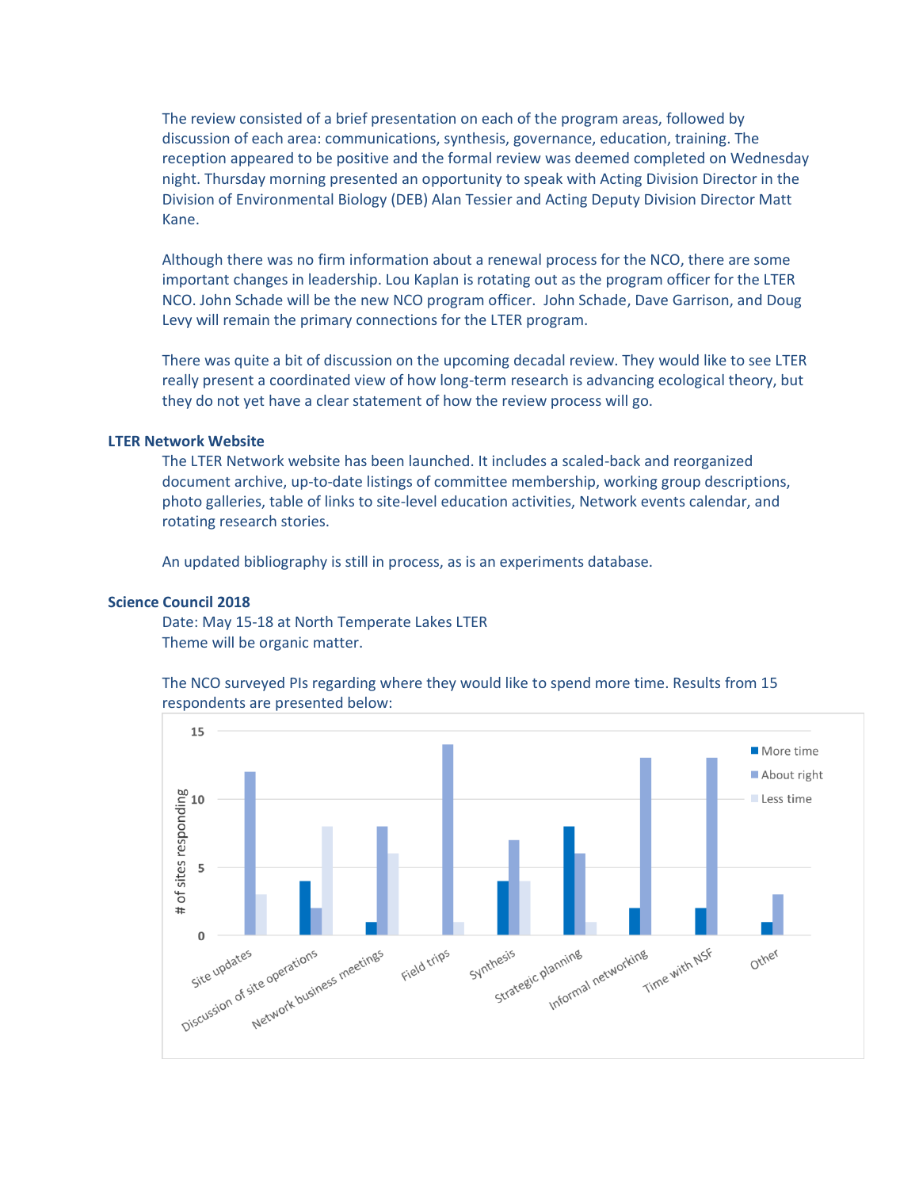The review consisted of a brief presentation on each of the program areas, followed by discussion of each area: communications, synthesis, governance, education, training. The reception appeared to be positive and the formal review was deemed completed on Wednesday night. Thursday morning presented an opportunity to speak with Acting Division Director in the Division of Environmental Biology (DEB) Alan Tessier and Acting Deputy Division Director Matt Kane.

Although there was no firm information about a renewal process for the NCO, there are some important changes in leadership. Lou Kaplan is rotating out as the program officer for the LTER NCO. John Schade will be the new NCO program officer. John Schade, Dave Garrison, and Doug Levy will remain the primary connections for the LTER program.

There was quite a bit of discussion on the upcoming decadal review. They would like to see LTER really present a coordinated view of how long-term research is advancing ecological theory, but they do not yet have a clear statement of how the review process will go.

**LTER Network Website**

The LTER Network website has been launched. It includes a scaled-back and reorganized document archive, up-to-date listings of committee membership, working group descriptions, photo galleries, table of links to site-level education activities, Network events calendar, and rotating research stories.

An updated bibliography is still in process, as is an experiments database.

**Science Council 2018**

Date: May 15-18 at North Temperate Lakes LTER
Theme will be organic matter.

The NCO surveyed PIs regarding where they would like to spend more time. Results from 15 respondents are presented below:

| # of sites responding | More time | About right | Less time |
|---|---|---|---|
| Site updates | 0 | 12 | 3 |
| Discussion of site operations | 4 | 2 | 8 |
| Network business meetings | 1 | 8 | 6 |
| Field trips | 0 | 14 | 1 |
| Synthesis | 4 | 7 | 4 |
| Strategic planning | 8 | 6 | 1 |
| Informal networking | 2 | 13 | 0 |
| Time with NSF | 2 | 13 | 0 |
| Other | 1 | 3 | 0 |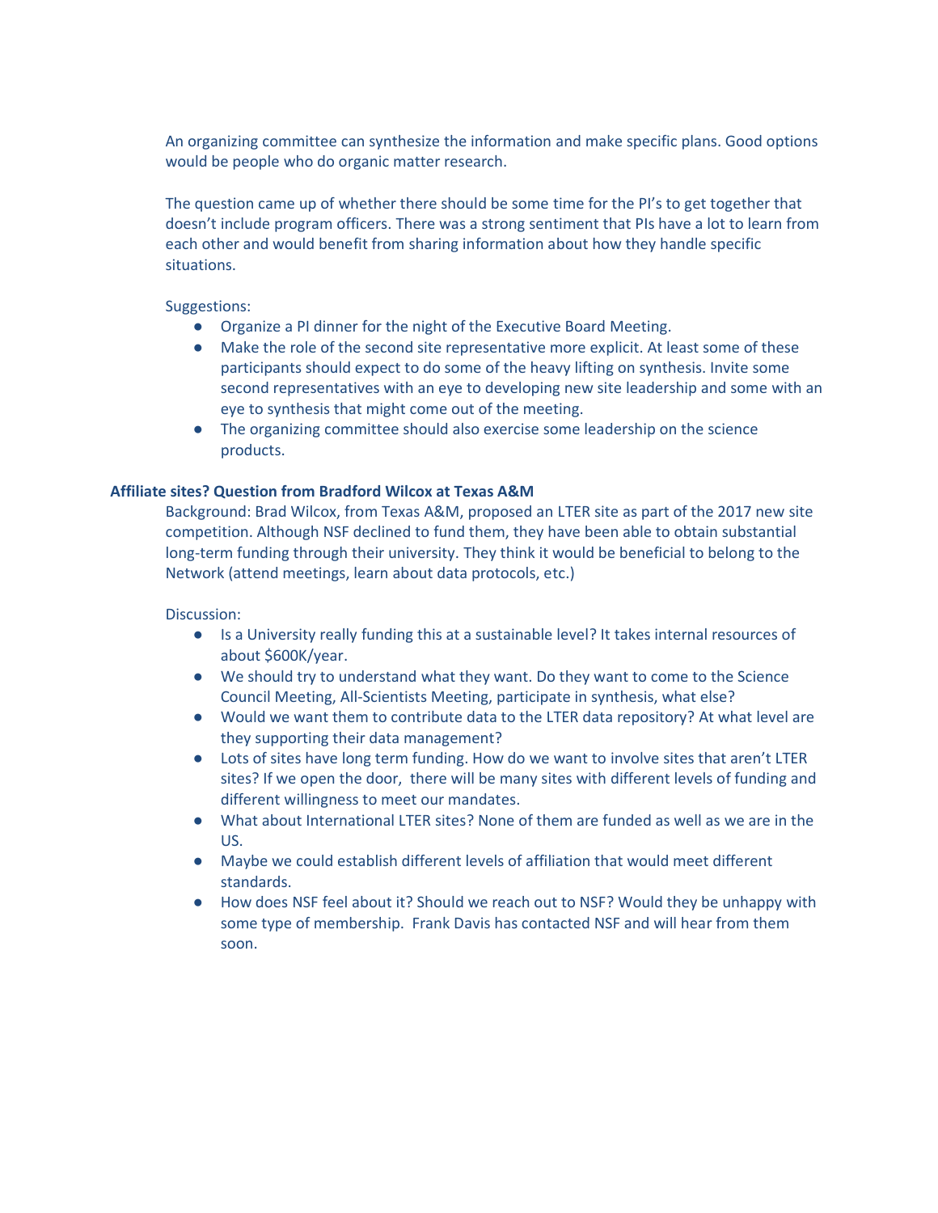An organizing committee can synthesize the information and make specific plans. Good options would be people who do organic matter research.

The question came up of whether there should be some time for the PI's to get together that doesn't include program officers. There was a strong sentiment that PIs have a lot to learn from each other and would benefit from sharing information about how they handle specific situations.

Suggestions:

- Organize a PI dinner for the night of the Executive Board Meeting.
- Make the role of the second site representative more explicit. At least some of these participants should expect to do some of the heavy lifting on synthesis. Invite some second representatives with an eye to developing new site leadership and some with an eye to synthesis that might come out of the meeting.
- The organizing committee should also exercise some leadership on the science products.

**Affiliate sites? Question from Bradford Wilcox at Texas A&M**

Background: Brad Wilcox, from Texas A&M, proposed an LTER site as part of the 2017 new site competition. Although NSF declined to fund them, they have been able to obtain substantial long-term funding through their university. They think it would be beneficial to belong to the Network (attend meetings, learn about data protocols, etc.)

Discussion:

- Is a University really funding this at a sustainable level? It takes internal resources of about $600K/year.
- We should try to understand what they want. Do they want to come to the Science Council Meeting, All-Scientists Meeting, participate in synthesis, what else?
- Would we want them to contribute data to the LTER data repository? At what level are they supporting their data management?
- Lots of sites have long term funding. How do we want to involve sites that aren't LTER sites? If we open the door, there will be many sites with different levels of funding and different willingness to meet our mandates.
- What about International LTER sites? None of them are funded as well as we are in the US.
- Maybe we could establish different levels of affiliation that would meet different standards.
- How does NSF feel about it? Should we reach out to NSF? Would they be unhappy with some type of membership. Frank Davis has contacted NSF and will hear from them soon.